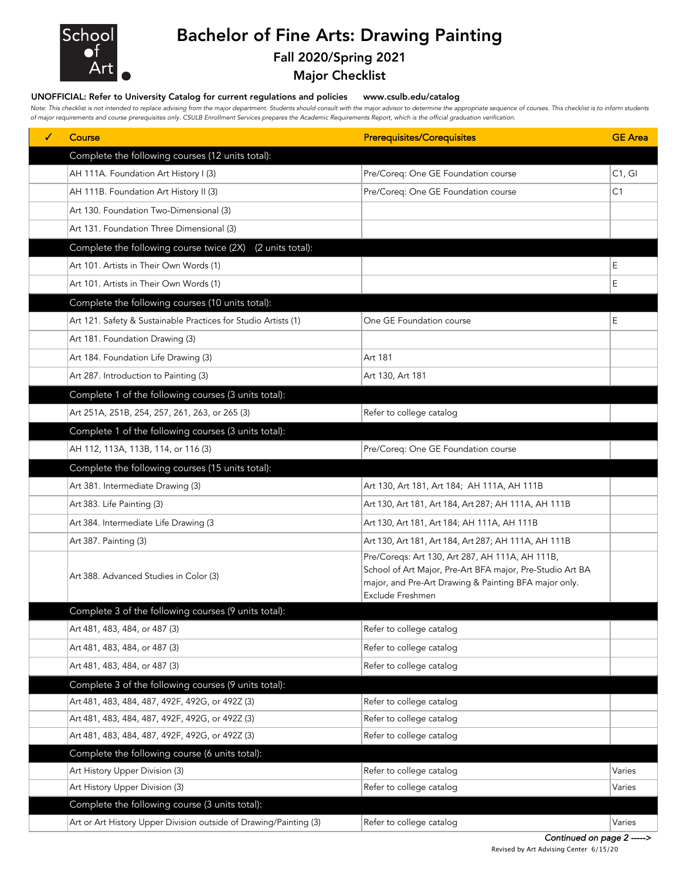School of Art

# Bachelor of Fine Arts: Drawing Painting

## Fall 2020/Spring 2021

## Major Checklist

**UNOFFICIAL: Refer to University Catalog for current regulations and policies** **www.csulb.edu/catalog**

*Note: This checklist is not intended to replace advising from the major department. Students should consult with the major advisor to determine the appropriate sequence of courses. This checklist is to inform students of major requirements and course prerequisites only. CSULB Enrollment Services prepares the Academic Requirements Report, which is the official graduation verification.*

| ✓ | Course | Prerequisites/Corequisites | GE Area |
|---|---|---|---|
| | **Complete the following courses (12 units total):** | | |
| | AH 111A. Foundation Art History I (3) | Pre/Coreq: One GE Foundation course | C1, GI |
| | AH 111B. Foundation Art History II (3) | Pre/Coreq: One GE Foundation course | C1 |
| | Art 130. Foundation Two-Dimensional (3) | | |
| | Art 131. Foundation Three Dimensional (3) | | |
| | **Complete the following course twice (2X) (2 units total):** | | |
| | Art 101. Artists in Their Own Words (1) | | E |
| | Art 101. Artists in Their Own Words (1) | | E |
| | **Complete the following courses (10 units total):** | | |
| | Art 121. Safety & Sustainable Practices for Studio Artists (1) | One GE Foundation course | E |
| | Art 181. Foundation Drawing (3) | | |
| | Art 184. Foundation Life Drawing (3) | Art 181 | |
| | Art 287. Introduction to Painting (3) | Art 130, Art 181 | |
| | **Complete 1 of the following courses (3 units total):** | | |
| | Art 251A, 251B, 254, 257, 261, 263, or 265 (3) | Refer to college catalog | |
| | **Complete 1 of the following courses (3 units total):** | | |
| | AH 112, 113A, 113B, 114, or 116 (3) | Pre/Coreq: One GE Foundation course | |
| | **Complete the following courses (15 units total):** | | |
| | Art 381. Intermediate Drawing (3) | Art 130, Art 181, Art 184; AH 111A, AH 111B | |
| | Art 383. Life Painting (3) | Art 130, Art 181, Art 184, Art 287; AH 111A, AH 111B | |
| | Art 384. Intermediate Life Drawing (3 | Art 130, Art 181, Art 184; AH 111A, AH 111B | |
| | Art 387. Painting (3) | Art 130, Art 181, Art 184, Art 287; AH 111A, AH 111B | |
| | Art 388. Advanced Studies in Color (3) | Pre/Coreqs: Art 130, Art 287, AH 111A, AH 111B, School of Art Major, Pre-Art BFA major, Pre-Studio Art BA major, and Pre-Art Drawing & Painting BFA major only. Exclude Freshmen | |
| | **Complete 3 of the following courses (9 units total):** | | |
| | Art 481, 483, 484, or 487 (3) | Refer to college catalog | |
| | Art 481, 483, 484, or 487 (3) | Refer to college catalog | |
| | Art 481, 483, 484, or 487 (3) | Refer to college catalog | |
| | **Complete 3 of the following courses (9 units total):** | | |
| | Art 481, 483, 484, 487, 492F, 492G, or 492Z (3) | Refer to college catalog | |
| | Art 481, 483, 484, 487, 492F, 492G, or 492Z (3) | Refer to college catalog | |
| | Art 481, 483, 484, 487, 492F, 492G, or 492Z (3) | Refer to college catalog | |
| | **Complete the following course (6 units total):** | | |
| | Art History Upper Division (3) | Refer to college catalog | Varies |
| | Art History Upper Division (3) | Refer to college catalog | Varies |
| | **Complete the following course (3 units total):** | | |
| | Art or Art History Upper Division outside of Drawing/Painting (3) | Refer to college catalog | Varies |

*Continued on page 2 ----->*

Revised by Art Advising Center 6/15/20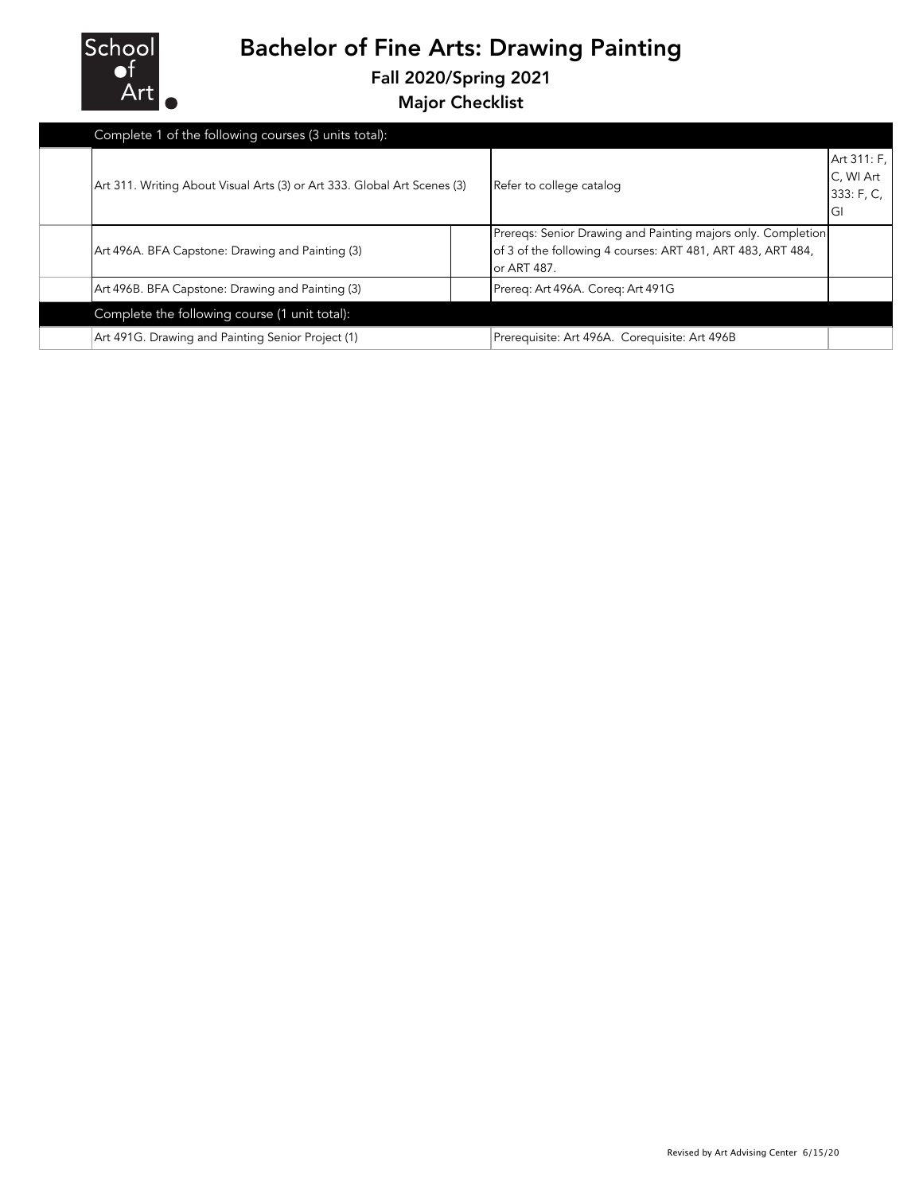# Bachelor of Fine Arts: Drawing Painting

## Fall 2020/Spring 2021

## Major Checklist

| | | | | |
|---|---|---|---|---|
| | **Complete 1 of the following courses (3 units total):** | | | |
| | Art 311. Writing About Visual Arts (3) or Art 333. Global Art Scenes (3) | | Refer to college catalog | Art 311: F, C, WI Art 333: F, C, GI |
| | Art 496A. BFA Capstone: Drawing and Painting (3) | | Prereqs: Senior Drawing and Painting majors only. Completion of 3 of the following 4 courses: ART 481, ART 483, ART 484, or ART 487. | |
| | Art 496B. BFA Capstone: Drawing and Painting (3) | | Prereq: Art 496A. Coreq: Art 491G | |
| | **Complete the following course (1 unit total):** | | | |
| | Art 491G. Drawing and Painting Senior Project (1) | | Prerequisite: Art 496A. Corequisite: Art 496B | |

Revised by Art Advising Center 6/15/20